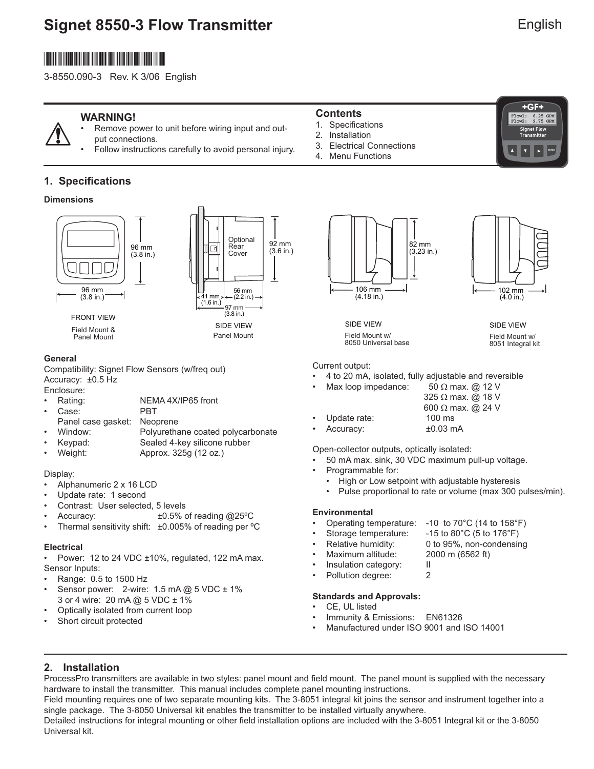# Signet 8550-3 Flow Transmitter

English

3-8550.090-3 Rev. K 3/06 English

**WARNING!**

- Remove power to unit before wiring input and output connections.
- Follow instructions carefully to avoid personal injury.

**Contents**

1. Specifications
2. Installation
3. Electrical Connections
4. Menu Functions

## 1. Specifications

**Dimensions**

96 mm (3.8 in.)
96 mm (3.8 in.)

FRONT VIEW
Field Mount & Panel Mount

Optional Rear Cover
92 mm (3.6 in.)
41 mm (1.6 in.)
56 mm (2.2 in.)
97 mm (3.8 in.)

SIDE VIEW
Panel Mount

82 mm (3.23 in.)
106 mm (4.18 in.)

SIDE VIEW
Field Mount w/ 8050 Universal base

102 mm (4.0 in.)

SIDE VIEW
Field Mount w/ 8051 Integral kit

**General**

Compatibility: Signet Flow Sensors (w/freq out)
Accuracy: ±0.5 Hz
Enclosure:

- Rating: NEMA 4X/IP65 front
- Case: PBT
  Panel case gasket: Neoprene
- Window: Polyurethane coated polycarbonate
- Keypad: Sealed 4-key silicone rubber
- Weight: Approx. 325g (12 oz.)

Display:

- Alphanumeric 2 x 16 LCD
- Update rate: 1 second
- Contrast: User selected, 5 levels
- Accuracy: ±0.5% of reading @25ºC
- Thermal sensitivity shift: ±0.005% of reading per ºC

**Electrical**

- Power: 12 to 24 VDC ±10%, regulated, 122 mA max.

Sensor Inputs:

- Range: 0.5 to 1500 Hz
- Sensor power: 2-wire: 1.5 mA @ 5 VDC ± 1%
  3 or 4 wire: 20 mA @ 5 VDC ± 1%
- Optically isolated from current loop
- Short circuit protected

Current output:

- 4 to 20 mA, isolated, fully adjustable and reversible
- Max loop impedance: 50 Ω max. @ 12 V
  325 Ω max. @ 18 V
  600 Ω max. @ 24 V
- Update rate: 100 ms
- Accuracy: ±0.03 mA

Open-collector outputs, optically isolated:

- 50 mA max. sink, 30 VDC maximum pull-up voltage.
- Programmable for:
  - High or Low setpoint with adjustable hysteresis
  - Pulse proportional to rate or volume (max 300 pulses/min).

**Environmental**

- Operating temperature: -10 to 70°C (14 to 158°F)
- Storage temperature: -15 to 80°C (5 to 176°F)
- Relative humidity: 0 to 95%, non-condensing
- Maximum altitude: 2000 m (6562 ft)
- Insulation category: II
- Pollution degree: 2

**Standards and Approvals:**

- CE, UL listed
- Immunity & Emissions: EN61326
- Manufactured under ISO 9001 and ISO 14001

## 2. Installation

ProcessPro transmitters are available in two styles: panel mount and field mount. The panel mount is supplied with the necessary hardware to install the transmitter. This manual includes complete panel mounting instructions.

Field mounting requires one of two separate mounting kits. The 3-8051 integral kit joins the sensor and instrument together into a single package. The 3-8050 Universal kit enables the transmitter to be installed virtually anywhere.

Detailed instructions for integral mounting or other field installation options are included with the 3-8051 Integral kit or the 3-8050 Universal kit.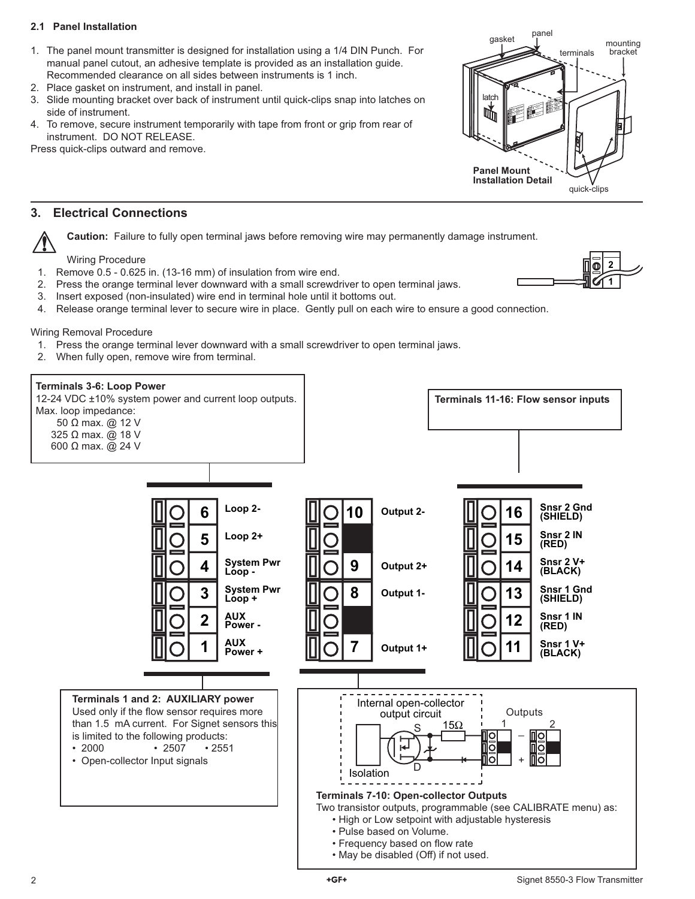### 2.1 Panel Installation

1. The panel mount transmitter is designed for installation using a 1/4 DIN Punch. For manual panel cutout, an adhesive template is provided as an installation guide. Recommended clearance on all sides between instruments is 1 inch.
2. Place gasket on instrument, and install in panel.
3. Slide mounting bracket over back of instrument until quick-clips snap into latches on side of instrument.
4. To remove, secure instrument temporarily with tape from front or grip from rear of instrument. DO NOT RELEASE.

Press quick-clips outward and remove.

gasket, panel, terminals, mounting bracket, latch, quick-clips

**Panel Mount Installation Detail**

## 3. Electrical Connections

**Caution:** Failure to fully open terminal jaws before removing wire may permanently damage instrument.

Wiring Procedure

1. Remove 0.5 - 0.625 in. (13-16 mm) of insulation from wire end.
2. Press the orange terminal lever downward with a small screwdriver to open terminal jaws.
3. Insert exposed (non-insulated) wire end in terminal hole until it bottoms out.
4. Release orange terminal lever to secure wire in place. Gently pull on each wire to ensure a good connection.

Wiring Removal Procedure

1. Press the orange terminal lever downward with a small screwdriver to open terminal jaws.
2. When fully open, remove wire from terminal.

**Terminals 3-6: Loop Power**
12-24 VDC ±10% system power and current loop outputs.
Max. loop impedance:
50 Ω max. @ 12 V
325 Ω max. @ 18 V
600 Ω max. @ 24 V

**Terminals 11-16: Flow sensor inputs**

| Terminal | Function |
|---|---|
| 6 | Loop 2- |
| 5 | Loop 2+ |
| 4 | System Pwr Loop - |
| 3 | System Pwr Loop + |
| 2 | AUX Power - |
| 1 | AUX Power + |

| Terminal | Function |
|---|---|
| 10 | Output 2- |
| 9 | Output 2+ |
| 8 | Output 1- |
| 7 | Output 1+ |

| Terminal | Function |
|---|---|
| 16 | Snsr 2 Gnd (SHIELD) |
| 15 | Snsr 2 IN (RED) |
| 14 | Snsr 2 V+ (BLACK) |
| 13 | Snsr 1 Gnd (SHIELD) |
| 12 | Snsr 1 IN (RED) |
| 11 | Snsr 1 V+ (BLACK) |

**Terminals 1 and 2: AUXILIARY power**
Used only if the flow sensor requires more than 1.5 mA current. For Signet sensors this is limited to the following products:
- 2000
- 2507
- 2551
- Open-collector Input signals

Internal open-collector output circuit, Isolation, S, D, 15Ω, Outputs 1, 2, –, +

**Terminals 7-10: Open-collector Outputs**
Two transistor outputs, programmable (see CALIBRATE menu) as:
- High or Low setpoint with adjustable hysteresis
- Pulse based on Volume.
- Frequency based on flow rate
- May be disabled (Off) if not used.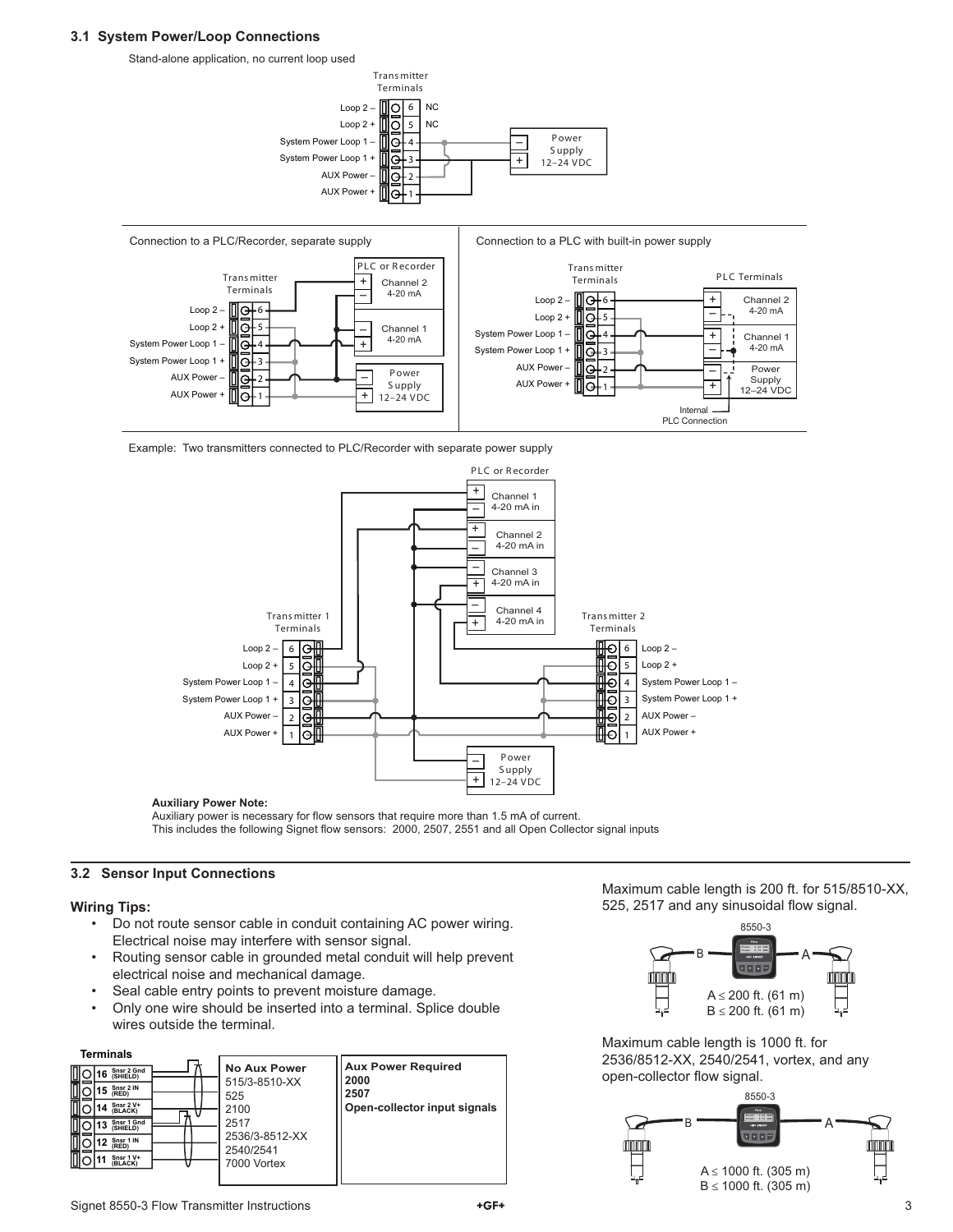### 3.1 System Power/Loop Connections

Stand-alone application, no current loop used

Transmitter Terminals

| Terminal | Label | Connection |
|---|---|---|
| 6 | Loop 2 – | NC |
| 5 | Loop 2 + | NC |
| 4 | System Power Loop 1 – | |
| 3 | System Power Loop 1 + | |
| 2 | AUX Power – | |
| 1 | AUX Power + | |

Power Supply 12–24 VDC

Connection to a PLC/Recorder, separate supply

Connection to a PLC with built-in power supply

Internal PLC Connection

Example: Two transmitters connected to PLC/Recorder with separate power supply

PLC or Recorder: Channel 1 4-20 mA in; Channel 2 4-20 mA in; Channel 3 4-20 mA in; Channel 4 4-20 mA in

Transmitter 1 Terminals / Transmitter 2 Terminals: Loop 2 –, Loop 2 +, System Power Loop 1 –, System Power Loop 1 +, AUX Power –, AUX Power +

Power Supply 12–24 VDC

**Auxiliary Power Note:**
Auxiliary power is necessary for flow sensors that require more than 1.5 mA of current.
This includes the following Signet flow sensors: 2000, 2507, 2551 and all Open Collector signal inputs

### 3.2 Sensor Input Connections

**Wiring Tips:**

- Do not route sensor cable in conduit containing AC power wiring. Electrical noise may interfere with sensor signal.
- Routing sensor cable in grounded metal conduit will help prevent electrical noise and mechanical damage.
- Seal cable entry points to prevent moisture damage.
- Only one wire should be inserted into a terminal. Splice double wires outside the terminal.

**Terminals**

| Terminal | Label |
|---|---|
| 16 | Snsr 2 Gnd (SHIELD) |
| 15 | Snsr 2 IN (RED) |
| 14 | Snsr 2 V+ (BLACK) |
| 13 | Snsr 1 Gnd (SHIELD) |
| 12 | Snsr 1 IN (RED) |
| 11 | Snsr 1 V+ (BLACK) |

| No Aux Power | Aux Power Required |
|---|---|
| 515/3-8510-XX | **2000** |
| 525 | **2507** |
| 2100 | **Open-collector input signals** |
| 2517 | |
| 2536/3-8512-XX | |
| 2540/2541 | |
| 7000 Vortex | |

Maximum cable length is 200 ft. for 515/8510-XX, 525, 2517 and any sinusoidal flow signal.

8550-3

A ≤ 200 ft. (61 m)
B ≤ 200 ft. (61 m)

Maximum cable length is 1000 ft. for 2536/8512-XX, 2540/2541, vortex, and any open-collector flow signal.

8550-3

A ≤ 1000 ft. (305 m)
B ≤ 1000 ft. (305 m)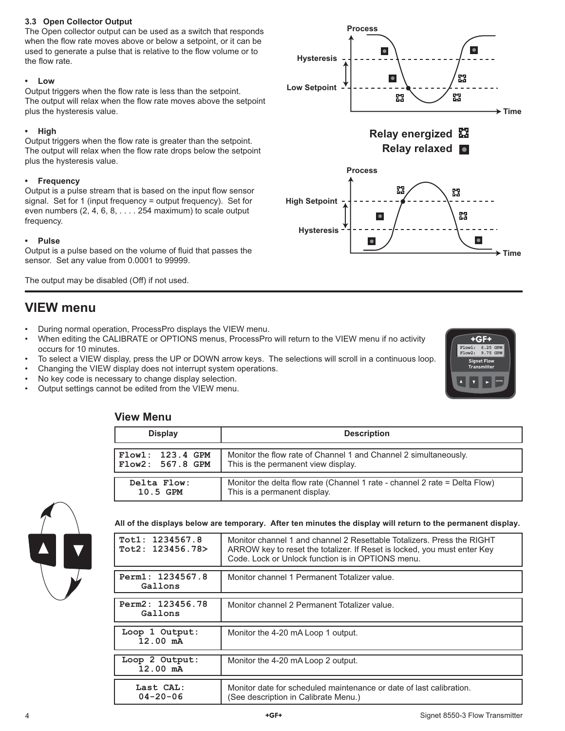### 3.3 Open Collector Output

The Open collector output can be used as a switch that responds when the flow rate moves above or below a setpoint, or it can be used to generate a pulse that is relative to the flow volume or to the flow rate.

- **Low**

Output triggers when the flow rate is less than the setpoint. The output will relax when the flow rate moves above the setpoint plus the hysteresis value.

- **High**

Output triggers when the flow rate is greater than the setpoint. The output will relax when the flow rate drops below the setpoint plus the hysteresis value.

- **Frequency**

Output is a pulse stream that is based on the input flow sensor signal. Set for 1 (input frequency = output frequency). Set for even numbers (2, 4, 6, 8, . . . . 254 maximum) to scale output frequency.

- **Pulse**

Output is a pulse based on the volume of fluid that passes the sensor. Set any value from 0.0001 to 99999.

The output may be disabled (Off) if not used.

Process

Hysteresis

Low Setpoint

Time

**Relay energized**

**Relay relaxed**

Process

High Setpoint

Hysteresis

Time

# VIEW menu

- During normal operation, ProcessPro displays the VIEW menu.
- When editing the CALIBRATE or OPTIONS menus, ProcessPro will return to the VIEW menu if no activity occurs for 10 minutes.
- To select a VIEW display, press the UP or DOWN arrow keys. The selections will scroll in a continuous loop.
- Changing the VIEW display does not interrupt system operations.
- No key code is necessary to change display selection.
- Output settings cannot be edited from the VIEW menu.

## View Menu

| Display | Description |
|---|---|
| Flow1: 123.4 GPM<br>Flow2: 567.8 GPM | Monitor the flow rate of Channel 1 and Channel 2 simultaneously.<br>This is the permanent view display. |
| Delta Flow:<br>10.5 GPM | Monitor the delta flow rate (Channel 1 rate - channel 2 rate = Delta Flow)<br>This is a permanent display. |

**All of the displays below are temporary. After ten minutes the display will return to the permanent display.**

| Display | Description |
|---|---|
| Tot1: 1234567.8<br>Tot2: 123456.78> | Monitor channel 1 and channel 2 Resettable Totalizers. Press the RIGHT ARROW key to reset the totalizer. If Reset is locked, you must enter Key Code. Lock or Unlock function is in OPTIONS menu. |
| Perm1: 1234567.8<br>Gallons | Monitor channel 1 Permanent Totalizer value. |
| Perm2: 123456.78<br>Gallons | Monitor channel 2 Permanent Totalizer value. |
| Loop 1 Output:<br>12.00 mA | Monitor the 4-20 mA Loop 1 output. |
| Loop 2 Output:<br>12.00 mA | Monitor the 4-20 mA Loop 2 output. |
| Last CAL:<br>04-20-06 | Monitor date for scheduled maintenance or date of last calibration.<br>(See description in Calibrate Menu.) |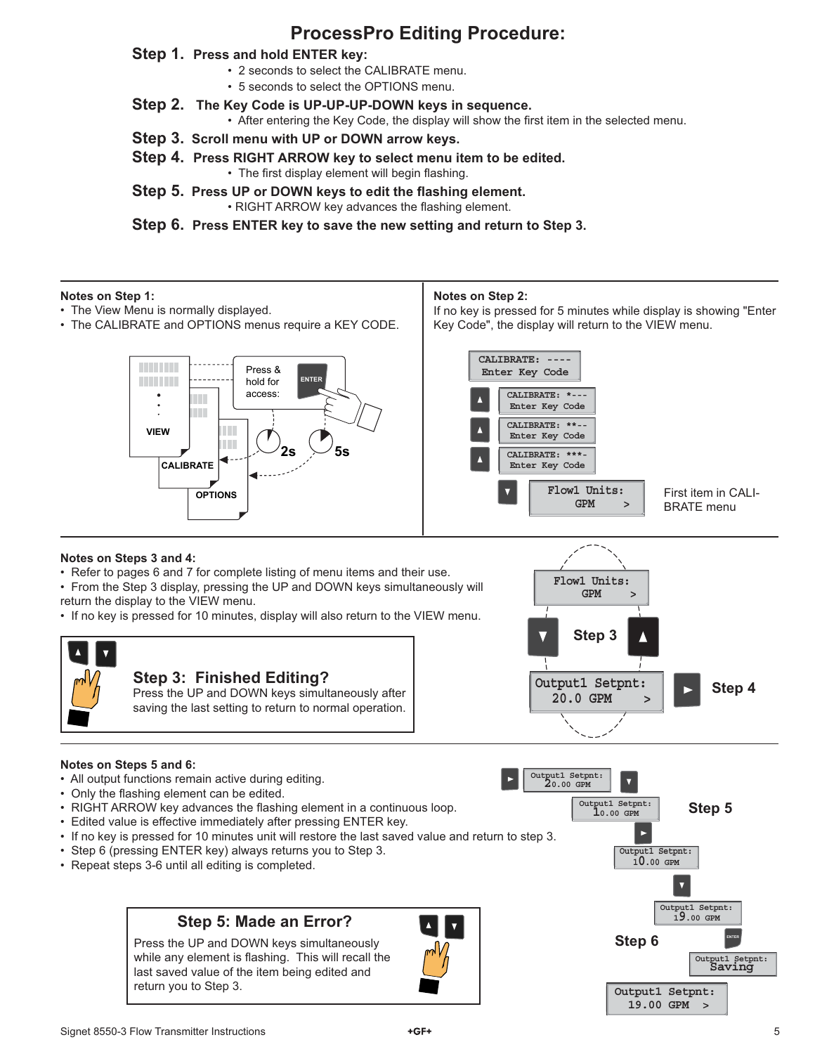# ProcessPro Editing Procedure:

**Step 1. Press and hold ENTER key:**

- 2 seconds to select the CALIBRATE menu.
- 5 seconds to select the OPTIONS menu.

**Step 2. The Key Code is UP-UP-UP-DOWN keys in sequence.**

- After entering the Key Code, the display will show the first item in the selected menu.

**Step 3. Scroll menu with UP or DOWN arrow keys.**

**Step 4. Press RIGHT ARROW key to select menu item to be edited.**

- The first display element will begin flashing.

**Step 5. Press UP or DOWN keys to edit the flashing element.**

- RIGHT ARROW key advances the flashing element.

**Step 6. Press ENTER key to save the new setting and return to Step 3.**

---

**Notes on Step 1:**

- The View Menu is normally displayed.
- The CALIBRATE and OPTIONS menus require a KEY CODE.

VIEW
CALIBRATE
OPTIONS
Press & hold for access: ENTER
2s 5s

**Notes on Step 2:**

If no key is pressed for 5 minutes while display is showing "Enter Key Code", the display will return to the VIEW menu.

```
CALIBRATE: ----
Enter Key Code
▲ CALIBRATE: *---
  Enter Key Code
▲ CALIBRATE: **--
  Enter Key Code
▲ CALIBRATE: ***-
  Enter Key Code
▼ Flow1 Units:
  GPM        >
```

First item in CALIBRATE menu

---

**Notes on Steps 3 and 4:**

- Refer to pages 6 and 7 for complete listing of menu items and their use.
- From the Step 3 display, pressing the UP and DOWN keys simultaneously will return the display to the VIEW menu.
- If no key is pressed for 10 minutes, display will also return to the VIEW menu.

**Step 3: Finished Editing?**
Press the UP and DOWN keys simultaneously after saving the last setting to return to normal operation.

```
Flow1 Units:
GPM        >
▼ Step 3 ▲
Output1 Setpnt:
20.0 GPM   >
```

► Step 4

---

**Notes on Steps 5 and 6:**

- All output functions remain active during editing.
- Only the flashing element can be edited.
- RIGHT ARROW key advances the flashing element in a continuous loop.
- Edited value is effective immediately after pressing ENTER key.
- If no key is pressed for 10 minutes unit will restore the last saved value and return to step 3.
- Step 6 (pressing ENTER key) always returns you to Step 3.
- Repeat steps 3-6 until all editing is completed.

**Step 5: Made an Error?**
Press the UP and DOWN keys simultaneously while any element is flashing. This will recall the last saved value of the item being edited and return you to Step 3.

Step 5

```
► Output1 Setpnt:
  20.00 GPM
▼ Output1 Setpnt:
  10.00 GPM
► Output1 Setpnt:
  10.00 GPM
▼ Output1 Setpnt:
  19.00 GPM
```

Step 6

```
ENTER Output1 Setpnt:
      Saving
Output1 Setpnt:
19.00 GPM  >
```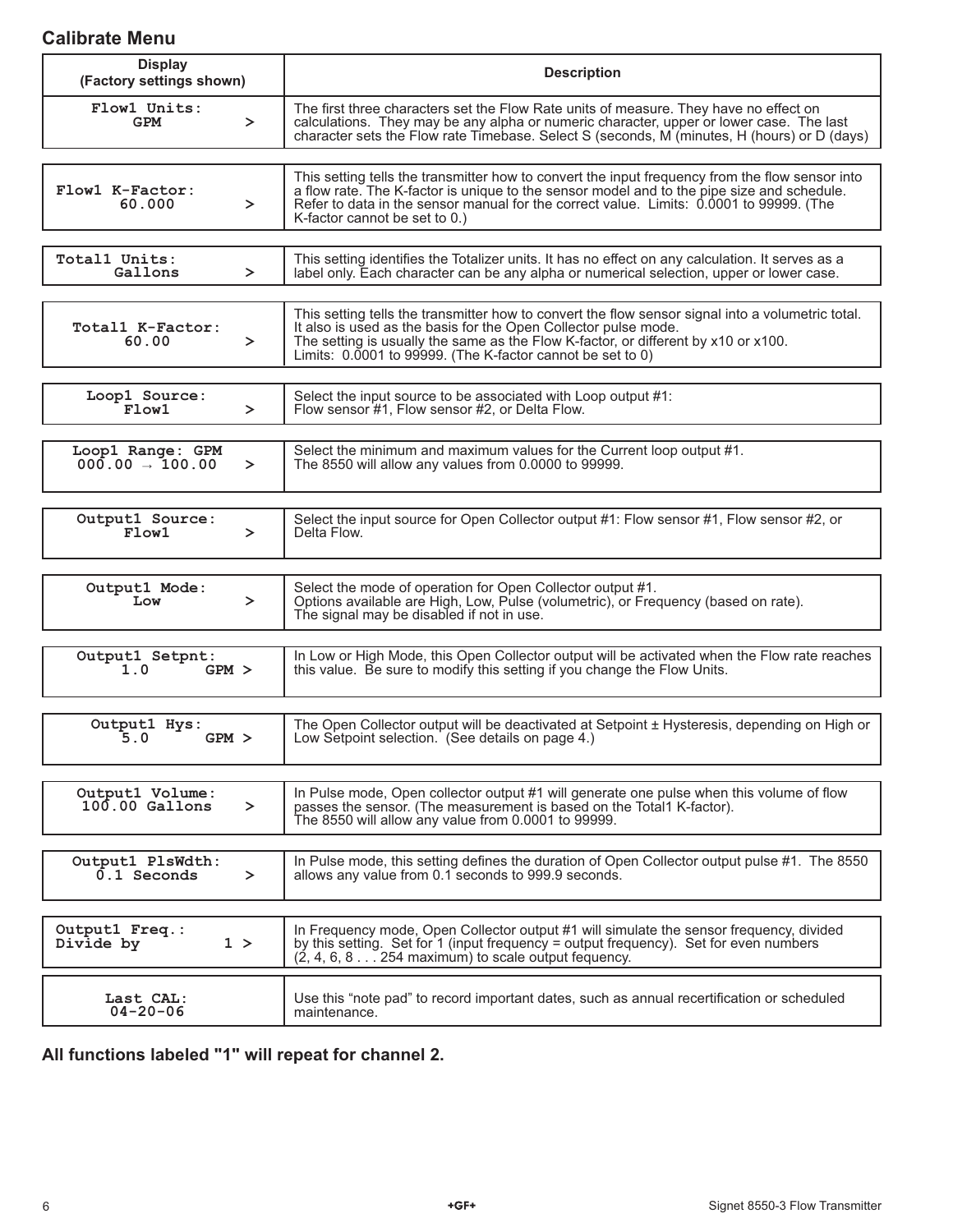## Calibrate Menu

| Display (Factory settings shown) | Description |
|---|---|
| Flow1 Units: GPM > | The first three characters set the Flow Rate units of measure. They have no effect on calculations. They may be any alpha or numeric character, upper or lower case. The last character sets the Flow rate Timebase. Select S (seconds, M (minutes, H (hours) or D (days) |
| Flow1 K-Factor: 60.000 > | This setting tells the transmitter how to convert the input frequency from the flow sensor into a flow rate. The K-factor is unique to the sensor model and to the pipe size and schedule. Refer to data in the sensor manual for the correct value. Limits: 0.0001 to 99999. (The K-factor cannot be set to 0.) |
| Total1 Units: Gallons > | This setting identifies the Totalizer units. It has no effect on any calculation. It serves as a label only. Each character can be any alpha or numerical selection, upper or lower case. |
| Total1 K-Factor: 60.00 > | This setting tells the transmitter how to convert the flow sensor signal into a volumetric total. It also is used as the basis for the Open Collector pulse mode. The setting is usually the same as the Flow K-factor, or different by x10 or x100. Limits: 0.0001 to 99999. (The K-factor cannot be set to 0) |
| Loop1 Source: Flow1 > | Select the input source to be associated with Loop output #1: Flow sensor #1, Flow sensor #2, or Delta Flow. |
| Loop1 Range: GPM 000.00 → 100.00 > | Select the minimum and maximum values for the Current loop output #1. The 8550 will allow any values from 0.0000 to 99999. |
| Output1 Source: Flow1 > | Select the input source for Open Collector output #1: Flow sensor #1, Flow sensor #2, or Delta Flow. |
| Output1 Mode: Low > | Select the mode of operation for Open Collector output #1. Options available are High, Low, Pulse (volumetric), or Frequency (based on rate). The signal may be disabled if not in use. |
| Output1 Setpnt: 1.0 GPM > | In Low or High Mode, this Open Collector output will be activated when the Flow rate reaches this value. Be sure to modify this setting if you change the Flow Units. |
| Output1 Hys: 5.0 GPM > | The Open Collector output will be deactivated at Setpoint ± Hysteresis, depending on High or Low Setpoint selection. (See details on page 4.) |
| Output1 Volume: 100.00 Gallons > | In Pulse mode, Open collector output #1 will generate one pulse when this volume of flow passes the sensor. (The measurement is based on the Total1 K-factor). The 8550 will allow any value from 0.0001 to 99999. |
| Output1 PlsWdth: 0.1 Seconds > | In Pulse mode, this setting defines the duration of Open Collector output pulse #1. The 8550 allows any value from 0.1 seconds to 999.9 seconds. |
| Output1 Freq.: Divide by 1 > | In Frequency mode, Open Collector output #1 will simulate the sensor frequency, divided by this setting. Set for 1 (input frequency = output frequency). Set for even numbers (2, 4, 6, 8 . . . 254 maximum) to scale output fequency. |
| Last CAL: 04-20-06 | Use this "note pad" to record important dates, such as annual recertification or scheduled maintenance. |

**All functions labeled "1" will repeat for channel 2.**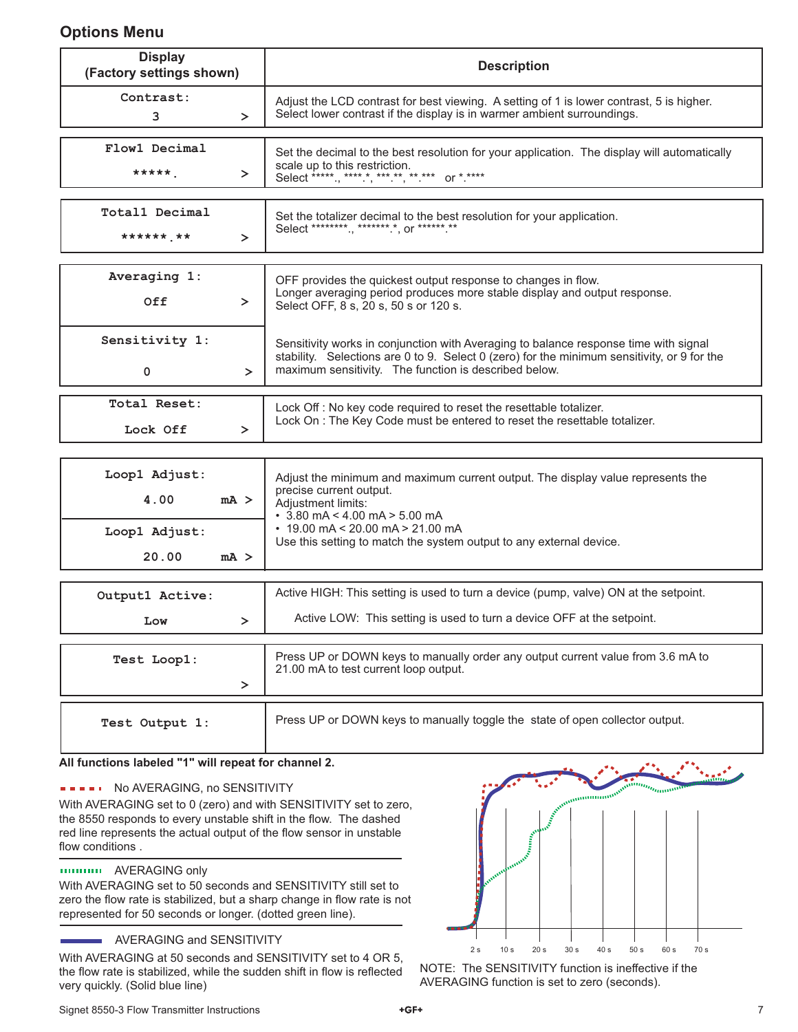## Options Menu

| Display (Factory settings shown) | Description |
|---|---|
| Contrast: 3 > | Adjust the LCD contrast for best viewing. A setting of 1 is lower contrast, 5 is higher. Select lower contrast if the display is in warmer ambient surroundings. |
| Flow1 Decimal *****. > | Set the decimal to the best resolution for your application. The display will automatically scale up to this restriction. Select *****., ****.*, ***.**, **.*** or *.**** |
| Total1 Decimal ******.** > | Set the totalizer decimal to the best resolution for your application. Select ********., *******.*, or ******.** |
| Averaging 1: Off > | OFF provides the quickest output response to changes in flow. Longer averaging period produces more stable display and output response. Select OFF, 8 s, 20 s, 50 s or 120 s. |
| Sensitivity 1: 0 > | Sensitivity works in conjunction with Averaging to balance response time with signal stability. Selections are 0 to 9. Select 0 (zero) for the minimum sensitivity, or 9 for the maximum sensitivity. The function is described below. |
| Total Reset: Lock Off > | Lock Off : No key code required to reset the resettable totalizer. Lock On : The Key Code must be entered to reset the resettable totalizer. |
| Loop1 Adjust: 4.00 mA > | Adjust the minimum and maximum current output. The display value represents the precise current output. Adjustment limits: • 3.80 mA < 4.00 mA > 5.00 mA • 19.00 mA < 20.00 mA > 21.00 mA Use this setting to match the system output to any external device. |
| Loop1 Adjust: 20.00 mA > | |
| Output1 Active: Low > | Active HIGH: This setting is used to turn a device (pump, valve) ON at the setpoint. Active LOW: This setting is used to turn a device OFF at the setpoint. |
| Test Loop1: > | Press UP or DOWN keys to manually order any output current value from 3.6 mA to 21.00 mA to test current loop output. |
| Test Output 1: | Press UP or DOWN keys to manually toggle the state of open collector output. |

**All functions labeled "1" will repeat for channel 2.**

No AVERAGING, no SENSITIVITY

With AVERAGING set to 0 (zero) and with SENSITIVITY set to zero, the 8550 responds to every unstable shift in the flow. The dashed red line represents the actual output of the flow sensor in unstable flow conditions .

AVERAGING only

With AVERAGING set to 50 seconds and SENSITIVITY still set to zero the flow rate is stabilized, but a sharp change in flow rate is not represented for 50 seconds or longer. (dotted green line).

AVERAGING and SENSITIVITY

With AVERAGING at 50 seconds and SENSITIVITY set to 4 OR 5, the flow rate is stabilized, while the sudden shift in flow is reflected very quickly. (Solid blue line)

2 s 10 s 20 s 30 s 40 s 50 s 60 s 70 s

NOTE: The SENSITIVITY function is ineffective if the AVERAGING function is set to zero (seconds).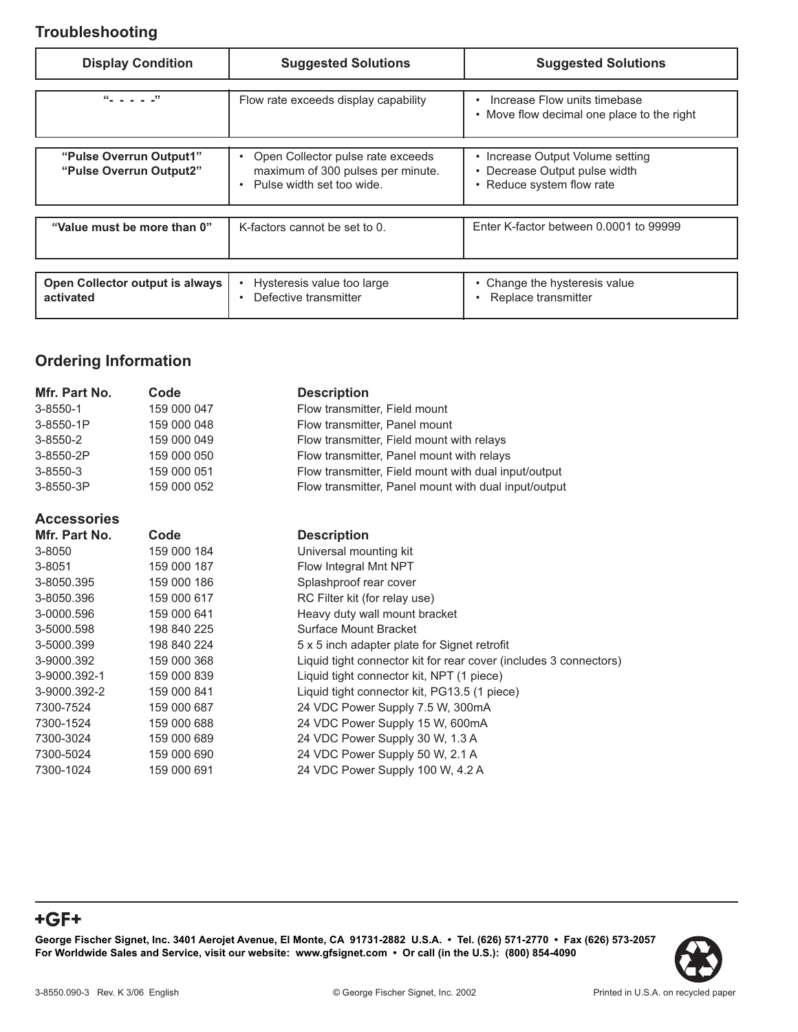## Troubleshooting

| Display Condition | Suggested Solutions | Suggested Solutions |
|---|---|---|
| "- - - - -" | Flow rate exceeds display capability | • Increase Flow units timebase<br>• Move flow decimal one place to the right |
| "Pulse Overrun Output1"<br>"Pulse Overrun Output2" | • Open Collector pulse rate exceeds maximum of 300 pulses per minute.<br>• Pulse width set too wide. | • Increase Output Volume setting<br>• Decrease Output pulse width<br>• Reduce system flow rate |
| "Value must be more than 0" | K-factors cannot be set to 0. | Enter K-factor between 0.0001 to 99999 |
| Open Collector output is always activated | • Hysteresis value too large<br>• Defective transmitter | • Change the hysteresis value<br>• Replace transmitter |

## Ordering Information

| Mfr. Part No. | Code | Description |
|---|---|---|
| 3-8550-1 | 159 000 047 | Flow transmitter, Field mount |
| 3-8550-1P | 159 000 048 | Flow transmitter, Panel mount |
| 3-8550-2 | 159 000 049 | Flow transmitter, Field mount with relays |
| 3-8550-2P | 159 000 050 | Flow transmitter, Panel mount with relays |
| 3-8550-3 | 159 000 051 | Flow transmitter, Field mount with dual input/output |
| 3-8550-3P | 159 000 052 | Flow transmitter, Panel mount with dual input/output |

### Accessories

| Mfr. Part No. | Code | Description |
|---|---|---|
| 3-8050 | 159 000 184 | Universal mounting kit |
| 3-8051 | 159 000 187 | Flow Integral Mnt NPT |
| 3-8050.395 | 159 000 186 | Splashproof rear cover |
| 3-8050.396 | 159 000 617 | RC Filter kit (for relay use) |
| 3-0000.596 | 159 000 641 | Heavy duty wall mount bracket |
| 3-5000.598 | 198 840 225 | Surface Mount Bracket |
| 3-5000.399 | 198 840 224 | 5 x 5 inch adapter plate for Signet retrofit |
| 3-9000.392 | 159 000 368 | Liquid tight connector kit for rear cover (includes 3 connectors) |
| 3-9000.392-1 | 159 000 839 | Liquid tight connector kit, NPT (1 piece) |
| 3-9000.392-2 | 159 000 841 | Liquid tight connector kit, PG13.5 (1 piece) |
| 7300-7524 | 159 000 687 | 24 VDC Power Supply 7.5 W, 300mA |
| 7300-1524 | 159 000 688 | 24 VDC Power Supply 15 W, 600mA |
| 7300-3024 | 159 000 689 | 24 VDC Power Supply 30 W, 1.3 A |
| 7300-5024 | 159 000 690 | 24 VDC Power Supply 50 W, 2.1 A |
| 7300-1024 | 159 000 691 | 24 VDC Power Supply 100 W, 4.2 A |

+GF+

**George Fischer Signet, Inc. 3401 Aerojet Avenue, El Monte, CA 91731-2882 U.S.A. • Tel. (626) 571-2770 • Fax (626) 573-2057**
**For Worldwide Sales and Service, visit our website: www.gfsignet.com • Or call (in the U.S.): (800) 854-4090**

3-8550.090-3 Rev. K 3/06 English © George Fischer Signet, Inc. 2002 Printed in U.S.A. on recycled paper